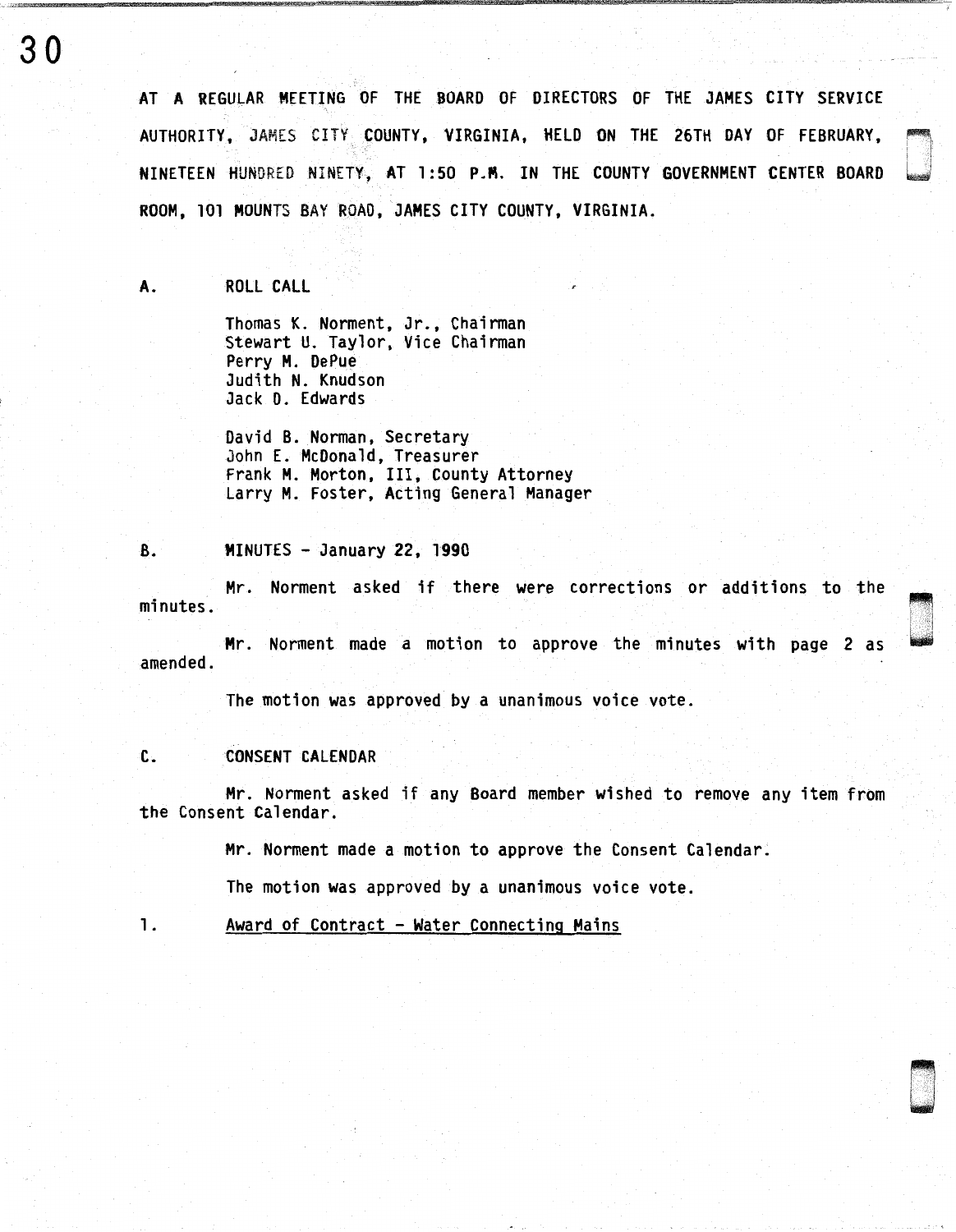AT A REGULAR MEETING OF THE BOARD OF DIRECTORS OF THE JAMES CITY SERVICE AUTHORITY, JAMES CITY COUNTY, VIRGINIA, HELD ON THE 26TH DAY OF FEBRUARY, NINETEEN HUNDRED NINETY, AT 1:50 P.M. IN THE COUNTY GOVERNMENT CENTER BOARD ROOM, 101 MOUNTS BAY ROAD, JAMES CITY COUNTY, VIRGINIA.

A. ROLL CALL

Thomas K. Norment, Jr., Chairman
Stewart U. Taylor, Vice Chairman
Perry M. DePue
Judith N. Knudson
Jack D. Edwards

David B. Norman, Secretary
John E. McDonald, Treasurer
Frank M. Morton, III, County Attorney
Larry M. Foster, Acting General Manager

B. MINUTES - January 22, 1990

Mr. Norment asked if there were corrections or additions to the minutes.

Mr. Norment made a motion to approve the minutes with page 2 as amended.

The motion was approved by a unanimous voice vote.

C. CONSENT CALENDAR

Mr. Norment asked if any Board member wished to remove any item from the Consent Calendar.

Mr. Norment made a motion to approve the Consent Calendar.

The motion was approved by a unanimous voice vote.

1. <u>Award of Contract - Water Connecting Mains</u>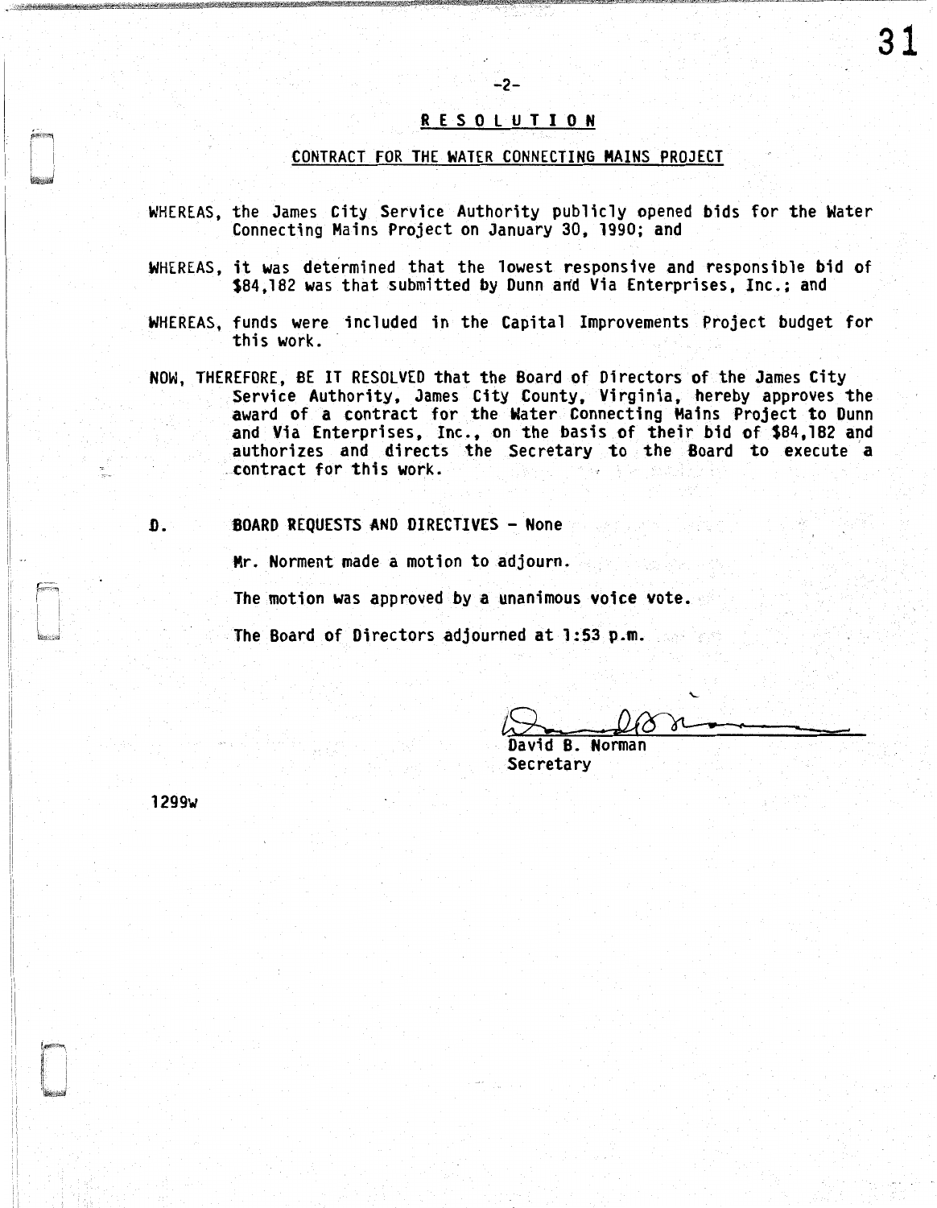## R E S O L U T I O N

### CONTRACT FOR THE WATER CONNECTING MAINS PROJECT

WHEREAS, the James City Service Authority publicly opened bids for the Water Connecting Mains Project on January 30, 1990; and

WHEREAS, it was determined that the lowest responsive and responsible bid of $84,182 was that submitted by Dunn and Via Enterprises, Inc.; and

WHEREAS, funds were included in the Capital Improvements Project budget for this work.

NOW, THEREFORE, BE IT RESOLVED that the Board of Directors of the James City Service Authority, James City County, Virginia, hereby approves the award of a contract for the Water Connecting Mains Project to Dunn and Via Enterprises, Inc., on the basis of their bid of $84,182 and authorizes and directs the Secretary to the Board to execute a contract for this work.

D. BOARD REQUESTS AND DIRECTIVES - None

Mr. Norment made a motion to adjourn.

The motion was approved by a unanimous voice vote.

The Board of Directors adjourned at 1:53 p.m.

David B. Norman
Secretary

1299w